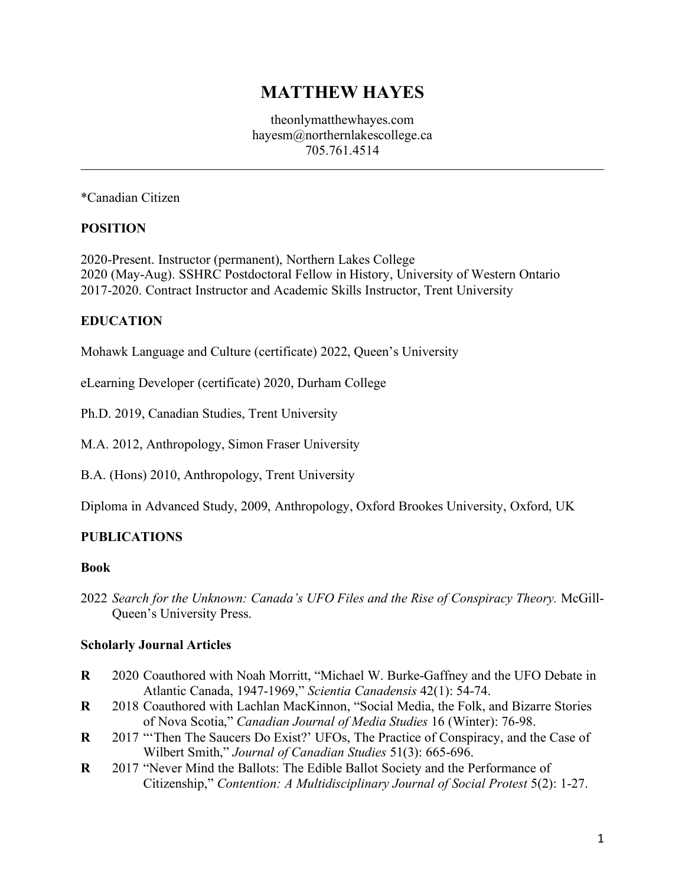# MATTHEW HAYES

theonlymatthewhayes.com
hayesm@northernlakescollege.ca
705.761.4514

---

*Canadian Citizen

## POSITION

2020-Present. Instructor (permanent), Northern Lakes College
2020 (May-Aug). SSHRC Postdoctoral Fellow in History, University of Western Ontario
2017-2020. Contract Instructor and Academic Skills Instructor, Trent University

## EDUCATION

Mohawk Language and Culture (certificate) 2022, Queen's University

eLearning Developer (certificate) 2020, Durham College

Ph.D. 2019, Canadian Studies, Trent University

M.A. 2012, Anthropology, Simon Fraser University

B.A. (Hons) 2010, Anthropology, Trent University

Diploma in Advanced Study, 2009, Anthropology, Oxford Brookes University, Oxford, UK

## PUBLICATIONS

### Book

2022 *Search for the Unknown: Canada's UFO Files and the Rise of Conspiracy Theory.* McGill-Queen's University Press.

### Scholarly Journal Articles

**R** 2020 Coauthored with Noah Morritt, "Michael W. Burke-Gaffney and the UFO Debate in Atlantic Canada, 1947-1969," *Scientia Canadensis* 42(1): 54-74.

**R** 2018 Coauthored with Lachlan MacKinnon, "Social Media, the Folk, and Bizarre Stories of Nova Scotia," *Canadian Journal of Media Studies* 16 (Winter): 76-98.

**R** 2017 "'Then The Saucers Do Exist?' UFOs, The Practice of Conspiracy, and the Case of Wilbert Smith," *Journal of Canadian Studies* 51(3): 665-696.

**R** 2017 "Never Mind the Ballots: The Edible Ballot Society and the Performance of Citizenship," *Contention: A Multidisciplinary Journal of Social Protest* 5(2): 1-27.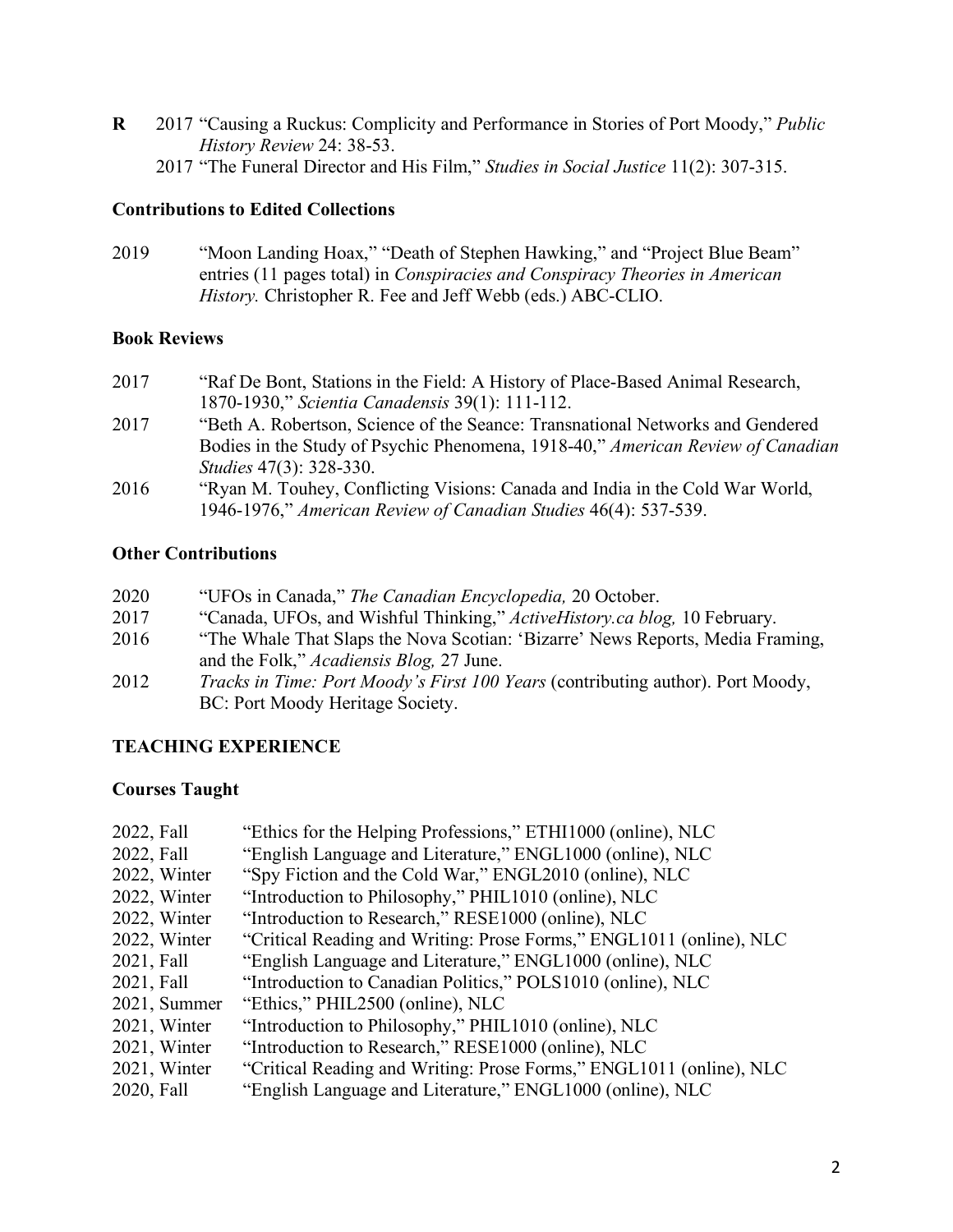**R** 2017 "Causing a Ruckus: Complicity and Performance in Stories of Port Moody," *Public History Review* 24: 38-53.
2017 "The Funeral Director and His Film," *Studies in Social Justice* 11(2): 307-315.

### Contributions to Edited Collections

2019 "Moon Landing Hoax," "Death of Stephen Hawking," and "Project Blue Beam" entries (11 pages total) in *Conspiracies and Conspiracy Theories in American History.* Christopher R. Fee and Jeff Webb (eds.) ABC-CLIO.

### Book Reviews

2017 "Raf De Bont, Stations in the Field: A History of Place-Based Animal Research, 1870-1930," *Scientia Canadensis* 39(1): 111-112.

2017 "Beth A. Robertson, Science of the Seance: Transnational Networks and Gendered Bodies in the Study of Psychic Phenomena, 1918-40," *American Review of Canadian Studies* 47(3): 328-330.

2016 "Ryan M. Touhey, Conflicting Visions: Canada and India in the Cold War World, 1946-1976," *American Review of Canadian Studies* 46(4): 537-539.

### Other Contributions

2020 "UFOs in Canada," *The Canadian Encyclopedia,* 20 October.

2017 "Canada, UFOs, and Wishful Thinking," *ActiveHistory.ca blog,* 10 February.

2016 "The Whale That Slaps the Nova Scotian: 'Bizarre' News Reports, Media Framing, and the Folk," *Acadiensis Blog,* 27 June.

2012 *Tracks in Time: Port Moody's First 100 Years* (contributing author). Port Moody, BC: Port Moody Heritage Society.

## TEACHING EXPERIENCE

### Courses Taught

2022, Fall "Ethics for the Helping Professions," ETHI1000 (online), NLC
2022, Fall "English Language and Literature," ENGL1000 (online), NLC
2022, Winter "Spy Fiction and the Cold War," ENGL2010 (online), NLC
2022, Winter "Introduction to Philosophy," PHIL1010 (online), NLC
2022, Winter "Introduction to Research," RESE1000 (online), NLC
2022, Winter "Critical Reading and Writing: Prose Forms," ENGL1011 (online), NLC
2021, Fall "English Language and Literature," ENGL1000 (online), NLC
2021, Fall "Introduction to Canadian Politics," POLS1010 (online), NLC
2021, Summer "Ethics," PHIL2500 (online), NLC
2021, Winter "Introduction to Philosophy," PHIL1010 (online), NLC
2021, Winter "Introduction to Research," RESE1000 (online), NLC
2021, Winter "Critical Reading and Writing: Prose Forms," ENGL1011 (online), NLC
2020, Fall "English Language and Literature," ENGL1000 (online), NLC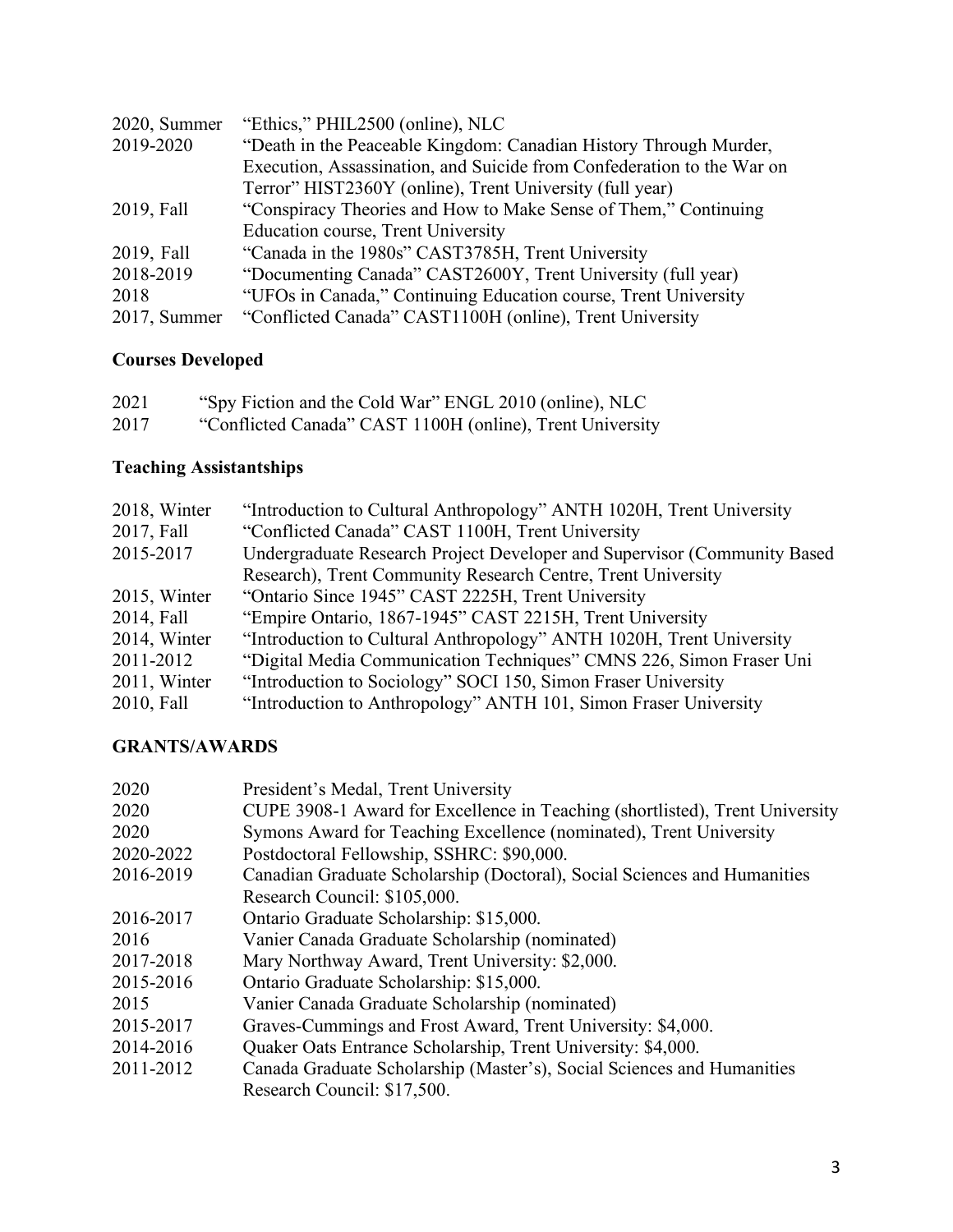| | |
|---|---|
| 2020, Summer | "Ethics," PHIL2500 (online), NLC |
| 2019-2020 | "Death in the Peaceable Kingdom: Canadian History Through Murder, Execution, Assassination, and Suicide from Confederation to the War on Terror" HIST2360Y (online), Trent University (full year) |
| 2019, Fall | "Conspiracy Theories and How to Make Sense of Them," Continuing Education course, Trent University |
| 2019, Fall | "Canada in the 1980s" CAST3785H, Trent University |
| 2018-2019 | "Documenting Canada" CAST2600Y, Trent University (full year) |
| 2018 | "UFOs in Canada," Continuing Education course, Trent University |
| 2017, Summer | "Conflicted Canada" CAST1100H (online), Trent University |

## Courses Developed

| | |
|---|---|
| 2021 | "Spy Fiction and the Cold War" ENGL 2010 (online), NLC |
| 2017 | "Conflicted Canada" CAST 1100H (online), Trent University |

## Teaching Assistantships

| | |
|---|---|
| 2018, Winter | "Introduction to Cultural Anthropology" ANTH 1020H, Trent University |
| 2017, Fall | "Conflicted Canada" CAST 1100H, Trent University |
| 2015-2017 | Undergraduate Research Project Developer and Supervisor (Community Based Research), Trent Community Research Centre, Trent University |
| 2015, Winter | "Ontario Since 1945" CAST 2225H, Trent University |
| 2014, Fall | "Empire Ontario, 1867-1945" CAST 2215H, Trent University |
| 2014, Winter | "Introduction to Cultural Anthropology" ANTH 1020H, Trent University |
| 2011-2012 | "Digital Media Communication Techniques" CMNS 226, Simon Fraser Uni |
| 2011, Winter | "Introduction to Sociology" SOCI 150, Simon Fraser University |
| 2010, Fall | "Introduction to Anthropology" ANTH 101, Simon Fraser University |

## GRANTS/AWARDS

| | |
|---|---|
| 2020 | President's Medal, Trent University |
| 2020 | CUPE 3908-1 Award for Excellence in Teaching (shortlisted), Trent University |
| 2020 | Symons Award for Teaching Excellence (nominated), Trent University |
| 2020-2022 | Postdoctoral Fellowship, SSHRC: $90,000. |
| 2016-2019 | Canadian Graduate Scholarship (Doctoral), Social Sciences and Humanities Research Council: $105,000. |
| 2016-2017 | Ontario Graduate Scholarship: $15,000. |
| 2016 | Vanier Canada Graduate Scholarship (nominated) |
| 2017-2018 | Mary Northway Award, Trent University: $2,000. |
| 2015-2016 | Ontario Graduate Scholarship: $15,000. |
| 2015 | Vanier Canada Graduate Scholarship (nominated) |
| 2015-2017 | Graves-Cummings and Frost Award, Trent University: $4,000. |
| 2014-2016 | Quaker Oats Entrance Scholarship, Trent University: $4,000. |
| 2011-2012 | Canada Graduate Scholarship (Master's), Social Sciences and Humanities Research Council: $17,500. |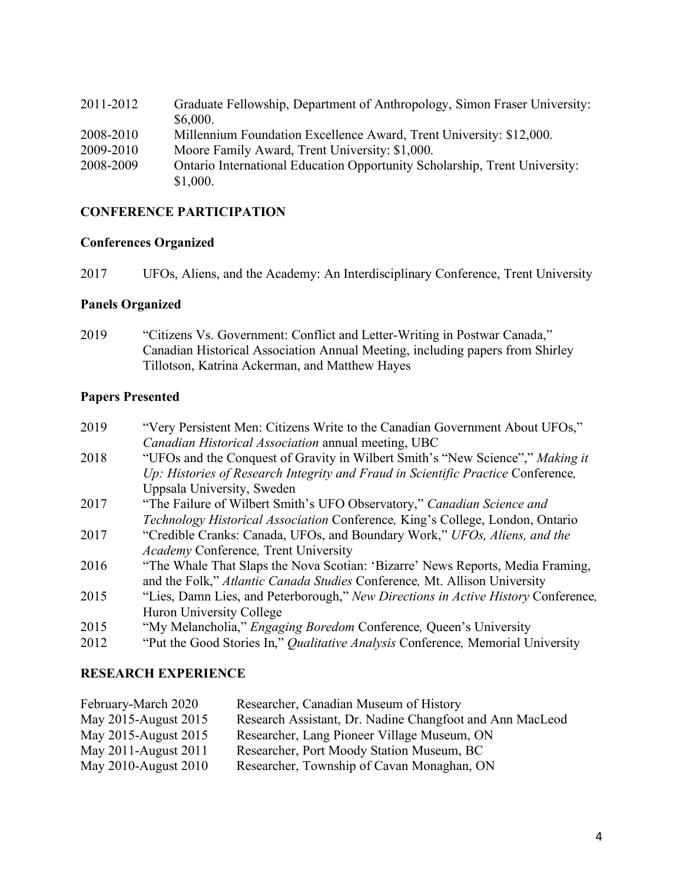| | |
|---|---|
| 2011-2012 | Graduate Fellowship, Department of Anthropology, Simon Fraser University: \$6,000. |
| 2008-2010 | Millennium Foundation Excellence Award, Trent University: \$12,000. |
| 2009-2010 | Moore Family Award, Trent University: \$1,000. |
| 2008-2009 | Ontario International Education Opportunity Scholarship, Trent University: \$1,000. |

## CONFERENCE PARTICIPATION

### Conferences Organized

2017 UFOs, Aliens, and the Academy: An Interdisciplinary Conference, Trent University

### Panels Organized

2019 "Citizens Vs. Government: Conflict and Letter-Writing in Postwar Canada," Canadian Historical Association Annual Meeting, including papers from Shirley Tillotson, Katrina Ackerman, and Matthew Hayes

### Papers Presented

| | |
|---|---|
| 2019 | "Very Persistent Men: Citizens Write to the Canadian Government About UFOs," *Canadian Historical Association* annual meeting, UBC |
| 2018 | "UFOs and the Conquest of Gravity in Wilbert Smith's "New Science"," *Making it Up: Histories of Research Integrity and Fraud in Scientific Practice* Conference*,* Uppsala University, Sweden |
| 2017 | "The Failure of Wilbert Smith's UFO Observatory," *Canadian Science and Technology Historical Association* Conference*,* King's College, London, Ontario |
| 2017 | "Credible Cranks: Canada, UFOs, and Boundary Work," *UFOs, Aliens, and the Academy* Conference*,* Trent University |
| 2016 | "The Whale That Slaps the Nova Scotian: 'Bizarre' News Reports, Media Framing, and the Folk," *Atlantic Canada Studies* Conference*,* Mt. Allison University |
| 2015 | "Lies, Damn Lies, and Peterborough," *New Directions in Active History* Conference*,* Huron University College |
| 2015 | "My Melancholia," *Engaging Boredom* Conference*,* Queen's University |
| 2012 | "Put the Good Stories In," *Qualitative Analysis* Conference*,* Memorial University |

## RESEARCH EXPERIENCE

| | |
|---|---|
| February-March 2020 | Researcher, Canadian Museum of History |
| May 2015-August 2015 | Research Assistant, Dr. Nadine Changfoot and Ann MacLeod |
| May 2015-August 2015 | Researcher, Lang Pioneer Village Museum, ON |
| May 2011-August 2011 | Researcher, Port Moody Station Museum, BC |
| May 2010-August 2010 | Researcher, Township of Cavan Monaghan, ON |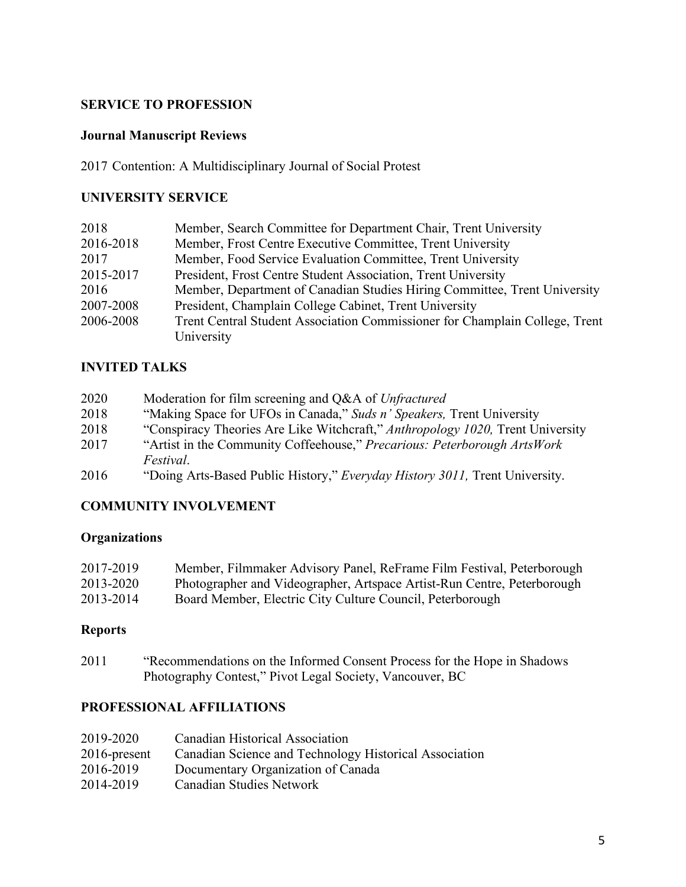## SERVICE TO PROFESSION

### Journal Manuscript Reviews

2017 Contention: A Multidisciplinary Journal of Social Protest

## UNIVERSITY SERVICE

| | |
|---|---|
| 2018 | Member, Search Committee for Department Chair, Trent University |
| 2016-2018 | Member, Frost Centre Executive Committee, Trent University |
| 2017 | Member, Food Service Evaluation Committee, Trent University |
| 2015-2017 | President, Frost Centre Student Association, Trent University |
| 2016 | Member, Department of Canadian Studies Hiring Committee, Trent University |
| 2007-2008 | President, Champlain College Cabinet, Trent University |
| 2006-2008 | Trent Central Student Association Commissioner for Champlain College, Trent University |

## INVITED TALKS

| | |
|---|---|
| 2020 | Moderation for film screening and Q&A of *Unfractured* |
| 2018 | "Making Space for UFOs in Canada," *Suds n' Speakers,* Trent University |
| 2018 | "Conspiracy Theories Are Like Witchcraft," *Anthropology 1020,* Trent University |
| 2017 | "Artist in the Community Coffeehouse," *Precarious: Peterborough ArtsWork Festival*. |
| 2016 | "Doing Arts-Based Public History," *Everyday History 3011,* Trent University. |

## COMMUNITY INVOLVEMENT

### Organizations

| | |
|---|---|
| 2017-2019 | Member, Filmmaker Advisory Panel, ReFrame Film Festival, Peterborough |
| 2013-2020 | Photographer and Videographer, Artspace Artist-Run Centre, Peterborough |
| 2013-2014 | Board Member, Electric City Culture Council, Peterborough |

### Reports

| | |
|---|---|
| 2011 | "Recommendations on the Informed Consent Process for the Hope in Shadows Photography Contest," Pivot Legal Society, Vancouver, BC |

## PROFESSIONAL AFFILIATIONS

| | |
|---|---|
| 2019-2020 | Canadian Historical Association |
| 2016-present | Canadian Science and Technology Historical Association |
| 2016-2019 | Documentary Organization of Canada |
| 2014-2019 | Canadian Studies Network |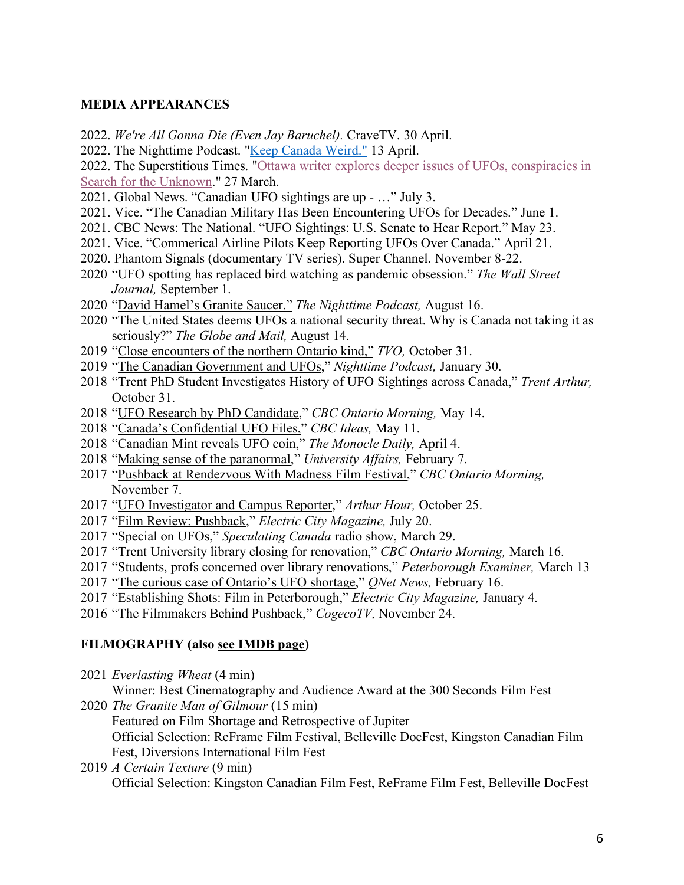**MEDIA APPEARANCES**

2022. *We're All Gonna Die (Even Jay Baruchel).* CraveTV. 30 April.
2022. The Nighttime Podcast. "Keep Canada Weird." 13 April.
2022. The Superstitious Times. "Ottawa writer explores deeper issues of UFOs, conspiracies in Search for the Unknown." 27 March.
2021. Global News. "Canadian UFO sightings are up - …" July 3.
2021. Vice. "The Canadian Military Has Been Encountering UFOs for Decades." June 1.
2021. CBC News: The National. "UFO Sightings: U.S. Senate to Hear Report." May 23.
2021. Vice. "Commerical Airline Pilots Keep Reporting UFOs Over Canada." April 21.
2020. Phantom Signals (documentary TV series). Super Channel. November 8-22.
2020 "UFO spotting has replaced bird watching as pandemic obsession." *The Wall Street Journal,* September 1.
2020 "David Hamel's Granite Saucer." *The Nighttime Podcast,* August 16.
2020 "The United States deems UFOs a national security threat. Why is Canada not taking it as seriously?" *The Globe and Mail,* August 14.
2019 "Close encounters of the northern Ontario kind," *TVO,* October 31.
2019 "The Canadian Government and UFOs," *Nighttime Podcast,* January 30.
2018 "Trent PhD Student Investigates History of UFO Sightings across Canada," *Trent Arthur,* October 31.
2018 "UFO Research by PhD Candidate," *CBC Ontario Morning,* May 14.
2018 "Canada's Confidential UFO Files," *CBC Ideas,* May 11.
2018 "Canadian Mint reveals UFO coin," *The Monocle Daily,* April 4.
2018 "Making sense of the paranormal," *University Affairs,* February 7.
2017 "Pushback at Rendezvous With Madness Film Festival," *CBC Ontario Morning,* November 7.
2017 "UFO Investigator and Campus Reporter," *Arthur Hour,* October 25.
2017 "Film Review: Pushback," *Electric City Magazine,* July 20.
2017 "Special on UFOs," *Speculating Canada* radio show, March 29.
2017 "Trent University library closing for renovation," *CBC Ontario Morning,* March 16.
2017 "Students, profs concerned over library renovations," *Peterborough Examiner,* March 13
2017 "The curious case of Ontario's UFO shortage," *QNet News,* February 16.
2017 "Establishing Shots: Film in Peterborough," *Electric City Magazine,* January 4.
2016 "The Filmmakers Behind Pushback," *CogecoTV,* November 24.

**FILMOGRAPHY (also see IMDB page)**

2021 *Everlasting Wheat* (4 min)
Winner: Best Cinematography and Audience Award at the 300 Seconds Film Fest

2020 *The Granite Man of Gilmour* (15 min)
Featured on Film Shortage and Retrospective of Jupiter
Official Selection: ReFrame Film Festival, Belleville DocFest, Kingston Canadian Film Fest, Diversions International Film Fest

2019 *A Certain Texture* (9 min)
Official Selection: Kingston Canadian Film Fest, ReFrame Film Fest, Belleville DocFest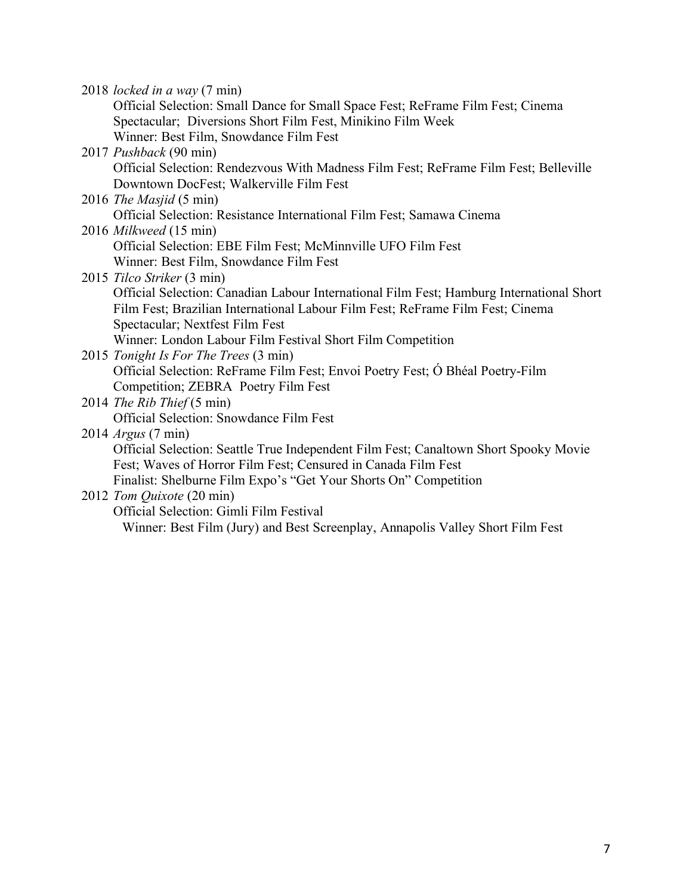2018 *locked in a way* (7 min)
Official Selection: Small Dance for Small Space Fest; ReFrame Film Fest; Cinema Spectacular; Diversions Short Film Fest, Minikino Film Week
Winner: Best Film, Snowdance Film Fest

2017 *Pushback* (90 min)
Official Selection: Rendezvous With Madness Film Fest; ReFrame Film Fest; Belleville Downtown DocFest; Walkerville Film Fest

2016 *The Masjid* (5 min)
Official Selection: Resistance International Film Fest; Samawa Cinema

2016 *Milkweed* (15 min)
Official Selection: EBE Film Fest; McMinnville UFO Film Fest
Winner: Best Film, Snowdance Film Fest

2015 *Tilco Striker* (3 min)
Official Selection: Canadian Labour International Film Fest; Hamburg International Short Film Fest; Brazilian International Labour Film Fest; ReFrame Film Fest; Cinema Spectacular; Nextfest Film Fest
Winner: London Labour Film Festival Short Film Competition

2015 *Tonight Is For The Trees* (3 min)
Official Selection: ReFrame Film Fest; Envoi Poetry Fest; Ó Bhéal Poetry-Film Competition; ZEBRA Poetry Film Fest

2014 *The Rib Thief* (5 min)
Official Selection: Snowdance Film Fest

2014 *Argus* (7 min)
Official Selection: Seattle True Independent Film Fest; Canaltown Short Spooky Movie Fest; Waves of Horror Film Fest; Censured in Canada Film Fest
Finalist: Shelburne Film Expo's "Get Your Shorts On" Competition

2012 *Tom Quixote* (20 min)
Official Selection: Gimli Film Festival
Winner: Best Film (Jury) and Best Screenplay, Annapolis Valley Short Film Fest